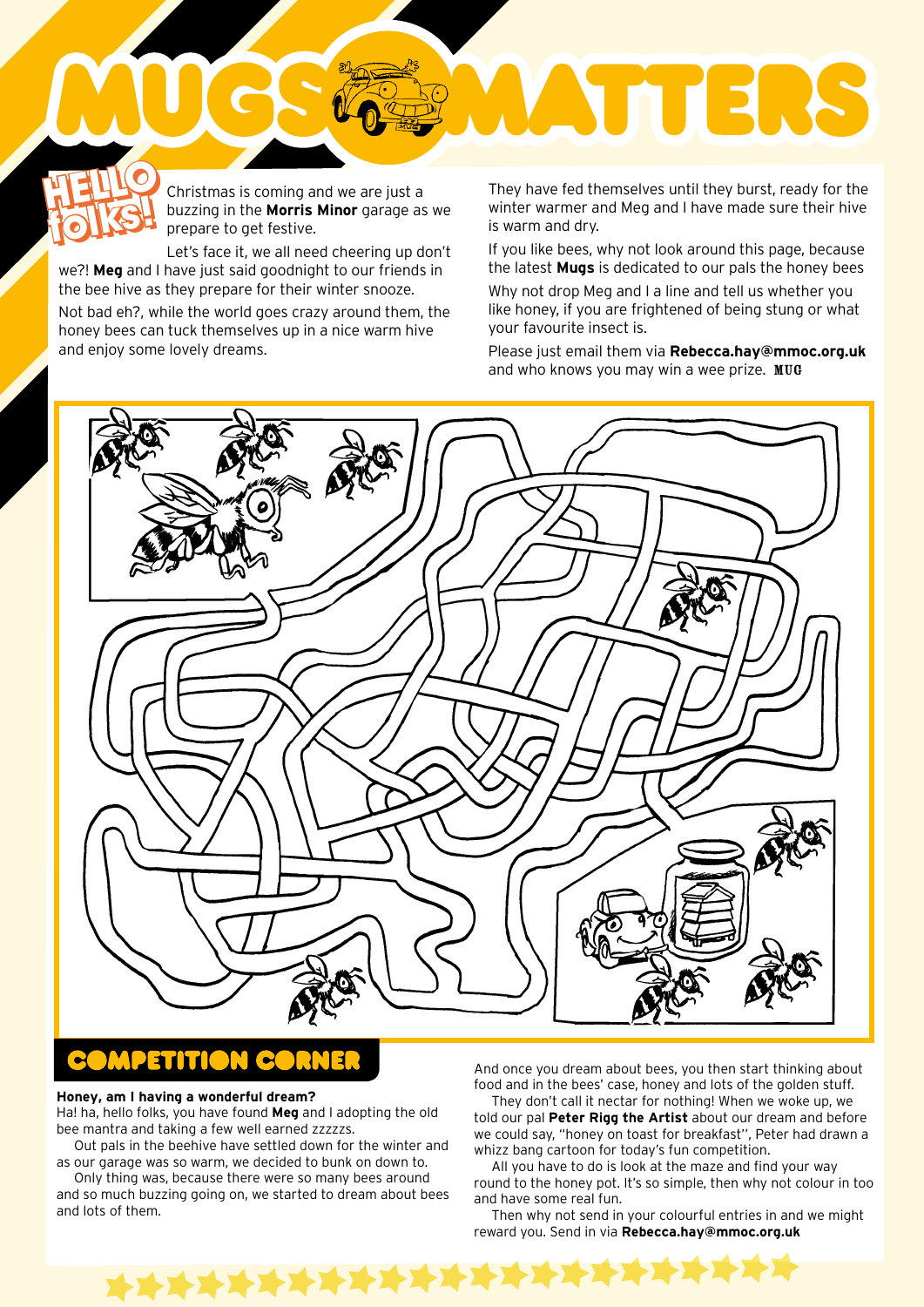# MUGS MATTERS

**HELLO folks!**

Christmas is coming and we are just a buzzing in the **Morris Minor** garage as we prepare to get festive.

Let's face it, we all need cheering up don't we?! **Meg** and I have just said goodnight to our friends in the bee hive as they prepare for their winter snooze.

Not bad eh?, while the world goes crazy around them, the honey bees can tuck themselves up in a nice warm hive and enjoy some lovely dreams.

They have fed themselves until they burst, ready for the winter warmer and Meg and I have made sure their hive is warm and dry.

If you like bees, why not look around this page, because the latest **Mugs** is dedicated to our pals the honey bees

Why not drop Meg and I a line and tell us whether you like honey, if you are frightened of being stung or what your favourite insect is.

Please just email them via **Rebecca.hay@mmoc.org.uk** and who knows you may win a wee prize. MUG

## COMPETITION CORNER

**Honey, am I having a wonderful dream?**

Ha! ha, hello folks, you have found **Meg** and I adopting the old bee mantra and taking a few well earned zzzzzs.

Out pals in the beehive have settled down for the winter and as our garage was so warm, we decided to bunk on down to.

Only thing was, because there were so many bees around and so much buzzing going on, we started to dream about bees and lots of them.

And once you dream about bees, you then start thinking about food and in the bees' case, honey and lots of the golden stuff.

They don't call it nectar for nothing! When we woke up, we told our pal **Peter Rigg the Artist** about our dream and before we could say, "honey on toast for breakfast", Peter had drawn a whizz bang cartoon for today's fun competition.

All you have to do is look at the maze and find your way round to the honey pot. It's so simple, then why not colour in too and have some real fun.

Then why not send in your colourful entries in and we might reward you. Send in via **Rebecca.hay@mmoc.org.uk**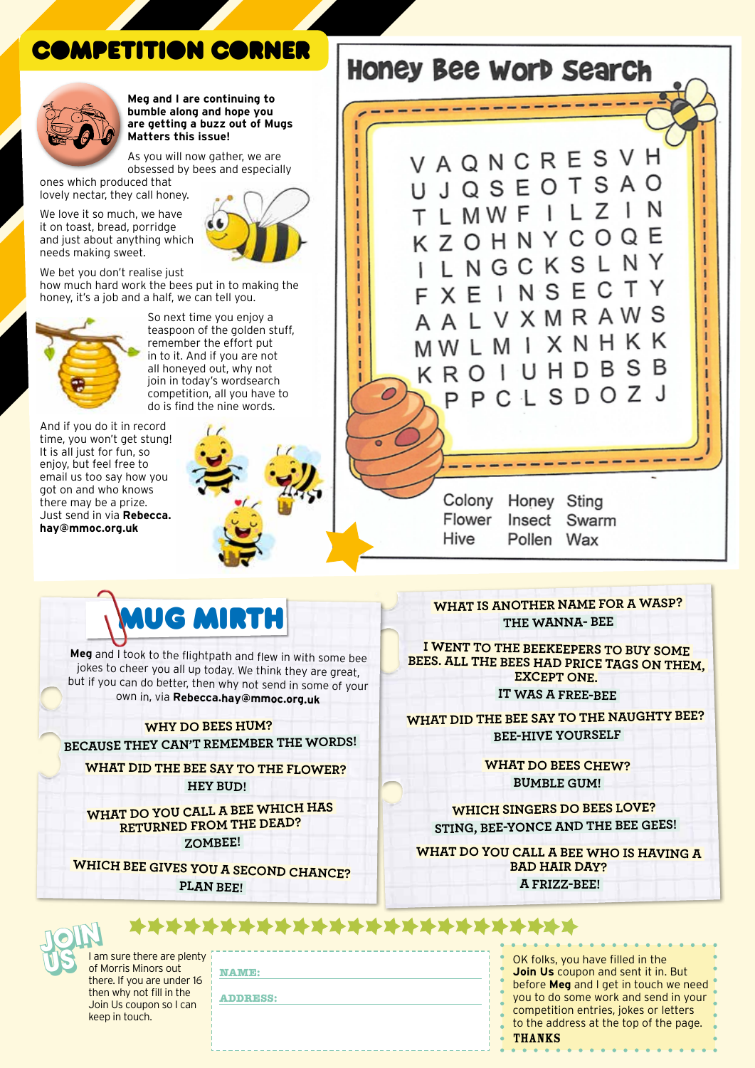# COMPETITION CORNER

**Meg and I are continuing to bumble along and hope you are getting a buzz out of Mugs Matters this issue!**

As you will now gather, we are obsessed by bees and especially ones which produced that lovely nectar, they call honey.

We love it so much, we have it on toast, bread, porridge and just about anything which needs making sweet.

We bet you don't realise just how much hard work the bees put in to making the honey, it's a job and a half, we can tell you.

So next time you enjoy a teaspoon of the golden stuff, remember the effort put in to it. And if you are not all honeyed out, why not join in today's wordsearch competition, all you have to do is find the nine words.

And if you do it in record time, you won't get stung! It is all just for fun, so enjoy, but feel free to email us too say how you got on and who knows there may be a prize. Just send in via **Rebecca.hay@mmoc.org.uk**

## Honey Bee Word Search

```
V A Q N C R E S V H
U J Q S E O T S A O
T L M W F I L Z I N
K Z O H N Y C O Q E
I L N G C K S L N Y
F X E I N S E C T Y
A A L V X M R A W S
M W L M I X N H K K
K R O I U H D B S B
P P C L S D O Z J
```

| | | |
|---|---|---|
| Colony | Honey | Sting |
| Flower | Insect | Swarm |
| Hive | Pollen | Wax |

## MUG MIRTH

**Meg** and I took to the flightpath and flew in with some bee jokes to cheer you all up today. We think they are great, but if you can do better, then why not send in some of your own in, via **Rebecca.hay@mmoc.org.uk**

WHY DO BEES HUM?
BECAUSE THEY CAN'T REMEMBER THE WORDS!

WHAT DID THE BEE SAY TO THE FLOWER?
HEY BUD!

WHAT DO YOU CALL A BEE WHICH HAS RETURNED FROM THE DEAD?
ZOMBEE!

WHICH BEE GIVES YOU A SECOND CHANCE?
PLAN BEE!

WHAT IS ANOTHER NAME FOR A WASP?
THE WANNA- BEE

I WENT TO THE BEEKEEPERS TO BUY SOME BEES. ALL THE BEES HAD PRICE TAGS ON THEM, EXCEPT ONE.
IT WAS A FREE-BEE

WHAT DID THE BEE SAY TO THE NAUGHTY BEE?
BEE-HIVE YOURSELF

WHAT DO BEES CHEW?
BUMBLE GUM!

WHICH SINGERS DO BEES LOVE?
STING, BEE-YONCE AND THE BEE GEES!

WHAT DO YOU CALL A BEE WHO IS HAVING A BAD HAIR DAY?
A FRIZZ-BEE!

## JOIN US

I am sure there are plenty of Morris Minors out there. If you are under 16 then why not fill in the Join Us coupon so I can keep in touch.

NAME:

ADDRESS:

OK folks, you have filled in the **Join Us** coupon and sent it in. But before **Meg** and I get in touch we need you to do some work and send in your competition entries, jokes or letters to the address at the top of the page.

**THANKS**